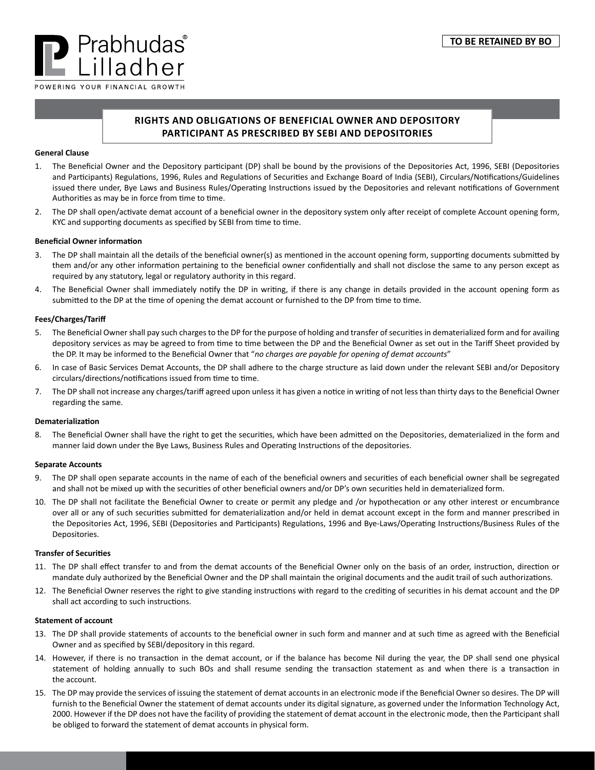Prabhudas Lilladher

POWERING YOUR FINANCIAL GROWTH

**TO BE RETAINED BY BO**

# RIGHTS AND OBLIGATIONS OF BENEFICIAL OWNER AND DEPOSITORY PARTICIPANT AS PRESCRIBED BY SEBI AND DEPOSITORIES

### General Clause

1. The Beneficial Owner and the Depository participant (DP) shall be bound by the provisions of the Depositories Act, 1996, SEBI (Depositories and Participants) Regulations, 1996, Rules and Regulations of Securities and Exchange Board of India (SEBI), Circulars/Notifications/Guidelines issued there under, Bye Laws and Business Rules/Operating Instructions issued by the Depositories and relevant notifications of Government Authorities as may be in force from time to time.
2. The DP shall open/activate demat account of a beneficial owner in the depository system only after receipt of complete Account opening form, KYC and supporting documents as specified by SEBI from time to time.

### Beneficial Owner information

3. The DP shall maintain all the details of the beneficial owner(s) as mentioned in the account opening form, supporting documents submitted by them and/or any other information pertaining to the beneficial owner confidentially and shall not disclose the same to any person except as required by any statutory, legal or regulatory authority in this regard.
4. The Beneficial Owner shall immediately notify the DP in writing, if there is any change in details provided in the account opening form as submitted to the DP at the time of opening the demat account or furnished to the DP from time to time.

### Fees/Charges/Tariff

5. The Beneficial Owner shall pay such charges to the DP for the purpose of holding and transfer of securities in dematerialized form and for availing depository services as may be agreed to from time to time between the DP and the Beneficial Owner as set out in the Tariff Sheet provided by the DP. It may be informed to the Beneficial Owner that "*no charges are payable for opening of demat accounts*"
6. In case of Basic Services Demat Accounts, the DP shall adhere to the charge structure as laid down under the relevant SEBI and/or Depository circulars/directions/notifications issued from time to time.
7. The DP shall not increase any charges/tariff agreed upon unless it has given a notice in writing of not less than thirty days to the Beneficial Owner regarding the same.

### Dematerialization

8. The Beneficial Owner shall have the right to get the securities, which have been admitted on the Depositories, dematerialized in the form and manner laid down under the Bye Laws, Business Rules and Operating Instructions of the depositories.

### Separate Accounts

9. The DP shall open separate accounts in the name of each of the beneficial owners and securities of each beneficial owner shall be segregated and shall not be mixed up with the securities of other beneficial owners and/or DP's own securities held in dematerialized form.
10. The DP shall not facilitate the Beneficial Owner to create or permit any pledge and /or hypothecation or any other interest or encumbrance over all or any of such securities submitted for dematerialization and/or held in demat account except in the form and manner prescribed in the Depositories Act, 1996, SEBI (Depositories and Participants) Regulations, 1996 and Bye-Laws/Operating Instructions/Business Rules of the Depositories.

### Transfer of Securities

11. The DP shall effect transfer to and from the demat accounts of the Beneficial Owner only on the basis of an order, instruction, direction or mandate duly authorized by the Beneficial Owner and the DP shall maintain the original documents and the audit trail of such authorizations.
12. The Beneficial Owner reserves the right to give standing instructions with regard to the crediting of securities in his demat account and the DP shall act according to such instructions.

### Statement of account

13. The DP shall provide statements of accounts to the beneficial owner in such form and manner and at such time as agreed with the Beneficial Owner and as specified by SEBI/depository in this regard.
14. However, if there is no transaction in the demat account, or if the balance has become Nil during the year, the DP shall send one physical statement of holding annually to such BOs and shall resume sending the transaction statement as and when there is a transaction in the account.
15. The DP may provide the services of issuing the statement of demat accounts in an electronic mode if the Beneficial Owner so desires. The DP will furnish to the Beneficial Owner the statement of demat accounts under its digital signature, as governed under the Information Technology Act, 2000. However if the DP does not have the facility of providing the statement of demat account in the electronic mode, then the Participant shall be obliged to forward the statement of demat accounts in physical form.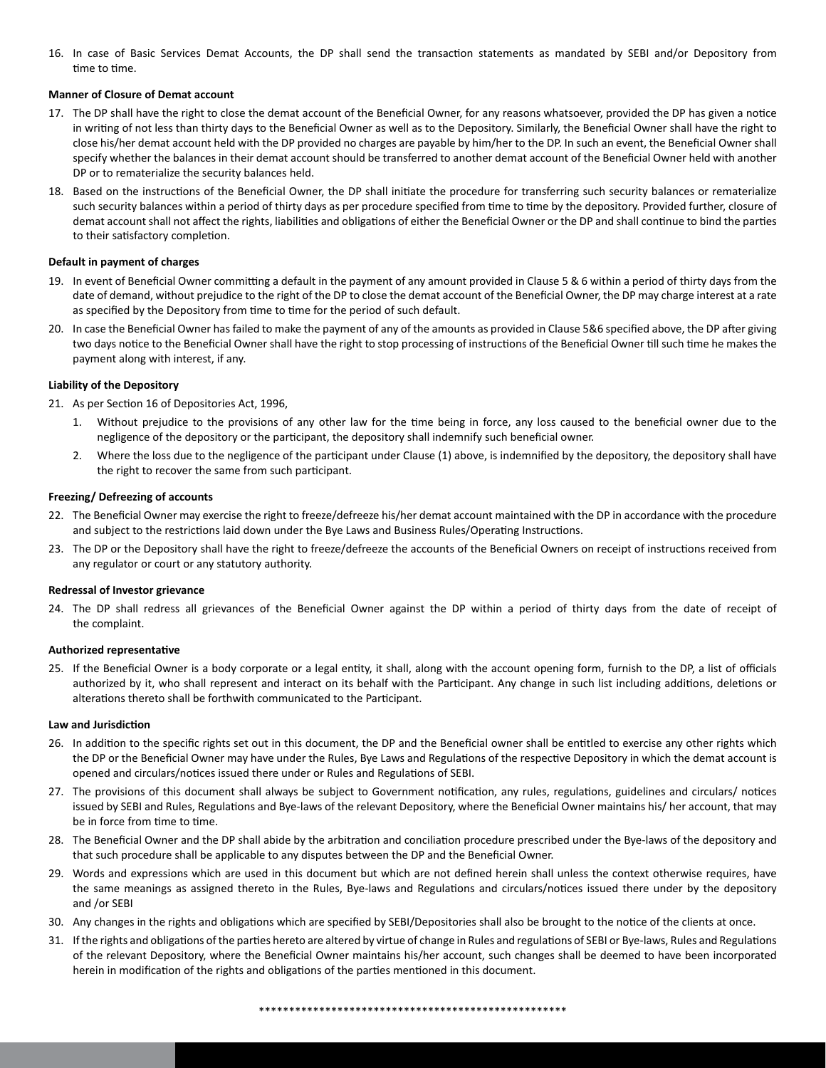16. In case of Basic Services Demat Accounts, the DP shall send the transaction statements as mandated by SEBI and/or Depository from time to time.

**Manner of Closure of Demat account**

17. The DP shall have the right to close the demat account of the Beneficial Owner, for any reasons whatsoever, provided the DP has given a notice in writing of not less than thirty days to the Beneficial Owner as well as to the Depository. Similarly, the Beneficial Owner shall have the right to close his/her demat account held with the DP provided no charges are payable by him/her to the DP. In such an event, the Beneficial Owner shall specify whether the balances in their demat account should be transferred to another demat account of the Beneficial Owner held with another DP or to rematerialize the security balances held.

18. Based on the instructions of the Beneficial Owner, the DP shall initiate the procedure for transferring such security balances or rematerialize such security balances within a period of thirty days as per procedure specified from time to time by the depository. Provided further, closure of demat account shall not affect the rights, liabilities and obligations of either the Beneficial Owner or the DP and shall continue to bind the parties to their satisfactory completion.

**Default in payment of charges**

19. In event of Beneficial Owner committing a default in the payment of any amount provided in Clause 5 & 6 within a period of thirty days from the date of demand, without prejudice to the right of the DP to close the demat account of the Beneficial Owner, the DP may charge interest at a rate as specified by the Depository from time to time for the period of such default.

20. In case the Beneficial Owner has failed to make the payment of any of the amounts as provided in Clause 5&6 specified above, the DP after giving two days notice to the Beneficial Owner shall have the right to stop processing of instructions of the Beneficial Owner till such time he makes the payment along with interest, if any.

**Liability of the Depository**

21. As per Section 16 of Depositories Act, 1996,

    1. Without prejudice to the provisions of any other law for the time being in force, any loss caused to the beneficial owner due to the negligence of the depository or the participant, the depository shall indemnify such beneficial owner.

    2. Where the loss due to the negligence of the participant under Clause (1) above, is indemnified by the depository, the depository shall have the right to recover the same from such participant.

**Freezing/ Defreezing of accounts**

22. The Beneficial Owner may exercise the right to freeze/defreeze his/her demat account maintained with the DP in accordance with the procedure and subject to the restrictions laid down under the Bye Laws and Business Rules/Operating Instructions.

23. The DP or the Depository shall have the right to freeze/defreeze the accounts of the Beneficial Owners on receipt of instructions received from any regulator or court or any statutory authority.

**Redressal of Investor grievance**

24. The DP shall redress all grievances of the Beneficial Owner against the DP within a period of thirty days from the date of receipt of the complaint.

**Authorized representative**

25. If the Beneficial Owner is a body corporate or a legal entity, it shall, along with the account opening form, furnish to the DP, a list of officials authorized by it, who shall represent and interact on its behalf with the Participant. Any change in such list including additions, deletions or alterations thereto shall be forthwith communicated to the Participant.

**Law and Jurisdiction**

26. In addition to the specific rights set out in this document, the DP and the Beneficial owner shall be entitled to exercise any other rights which the DP or the Beneficial Owner may have under the Rules, Bye Laws and Regulations of the respective Depository in which the demat account is opened and circulars/notices issued there under or Rules and Regulations of SEBI.

27. The provisions of this document shall always be subject to Government notification, any rules, regulations, guidelines and circulars/ notices issued by SEBI and Rules, Regulations and Bye-laws of the relevant Depository, where the Beneficial Owner maintains his/ her account, that may be in force from time to time.

28. The Beneficial Owner and the DP shall abide by the arbitration and conciliation procedure prescribed under the Bye-laws of the depository and that such procedure shall be applicable to any disputes between the DP and the Beneficial Owner.

29. Words and expressions which are used in this document but which are not defined herein shall unless the context otherwise requires, have the same meanings as assigned thereto in the Rules, Bye-laws and Regulations and circulars/notices issued there under by the depository and /or SEBI

30. Any changes in the rights and obligations which are specified by SEBI/Depositories shall also be brought to the notice of the clients at once.

31. If the rights and obligations of the parties hereto are altered by virtue of change in Rules and regulations of SEBI or Bye-laws, Rules and Regulations of the relevant Depository, where the Beneficial Owner maintains his/her account, such changes shall be deemed to have been incorporated herein in modification of the rights and obligations of the parties mentioned in this document.

****************************************************